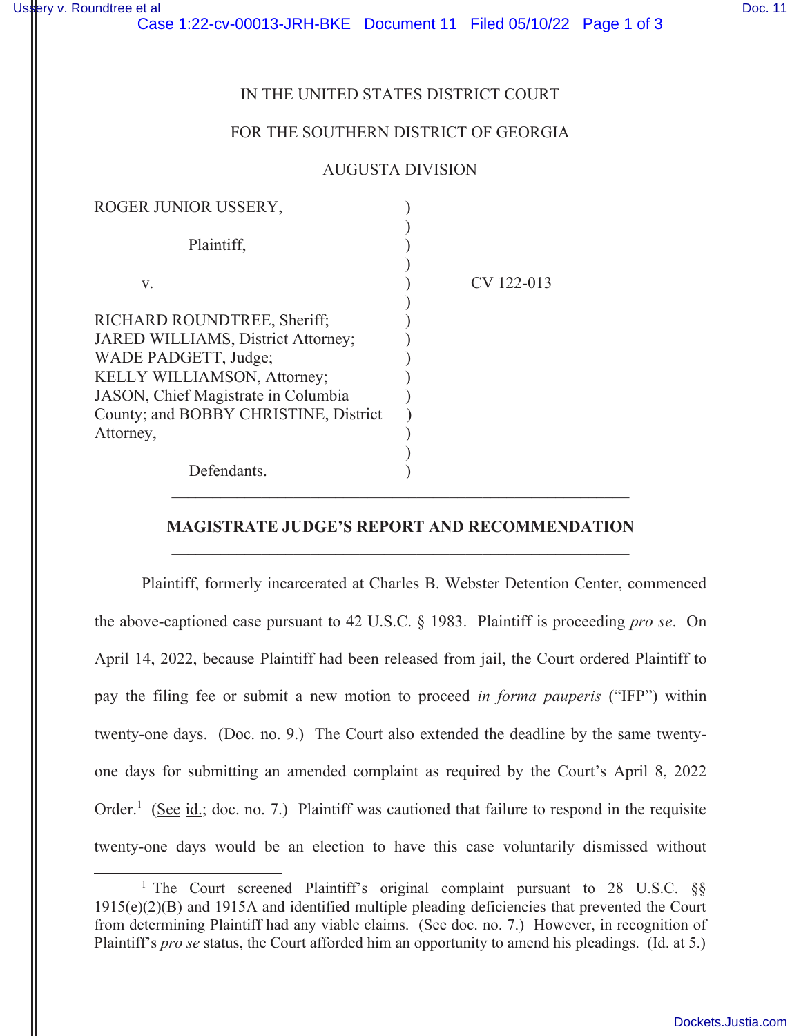IN THE UNITED STATES DISTRICT COURT

FOR THE SOUTHERN DISTRICT OF GEORGIA

AUGUSTA DIVISION

ROGER JUNIOR USSERY,

Plaintiff,

v.

RICHARD ROUNDTREE, Sheriff; JARED WILLIAMS, District Attorney; WADE PADGETT, Judge; KELLY WILLIAMSON, Attorney; JASON, Chief Magistrate in Columbia County; and BOBBY CHRISTINE, District Attorney,

Defendants.

CV 122-013

## MAGISTRATE JUDGE'S REPORT AND RECOMMENDATION

Plaintiff, formerly incarcerated at Charles B. Webster Detention Center, commenced the above-captioned case pursuant to 42 U.S.C. § 1983. Plaintiff is proceeding *pro se*. On April 14, 2022, because Plaintiff had been released from jail, the Court ordered Plaintiff to pay the filing fee or submit a new motion to proceed *in forma pauperis* ("IFP") within twenty-one days. (Doc. no. 9.) The Court also extended the deadline by the same twenty-one days for submitting an amended complaint as required by the Court's April 8, 2022 Order.[1] (See id.; doc. no. 7.) Plaintiff was cautioned that failure to respond in the requisite twenty-one days would be an election to have this case voluntarily dismissed without

[1] The Court screened Plaintiff's original complaint pursuant to 28 U.S.C. §§ 1915(e)(2)(B) and 1915A and identified multiple pleading deficiencies that prevented the Court from determining Plaintiff had any viable claims. (See doc. no. 7.) However, in recognition of Plaintiff's *pro se* status, the Court afforded him an opportunity to amend his pleadings. (Id. at 5.)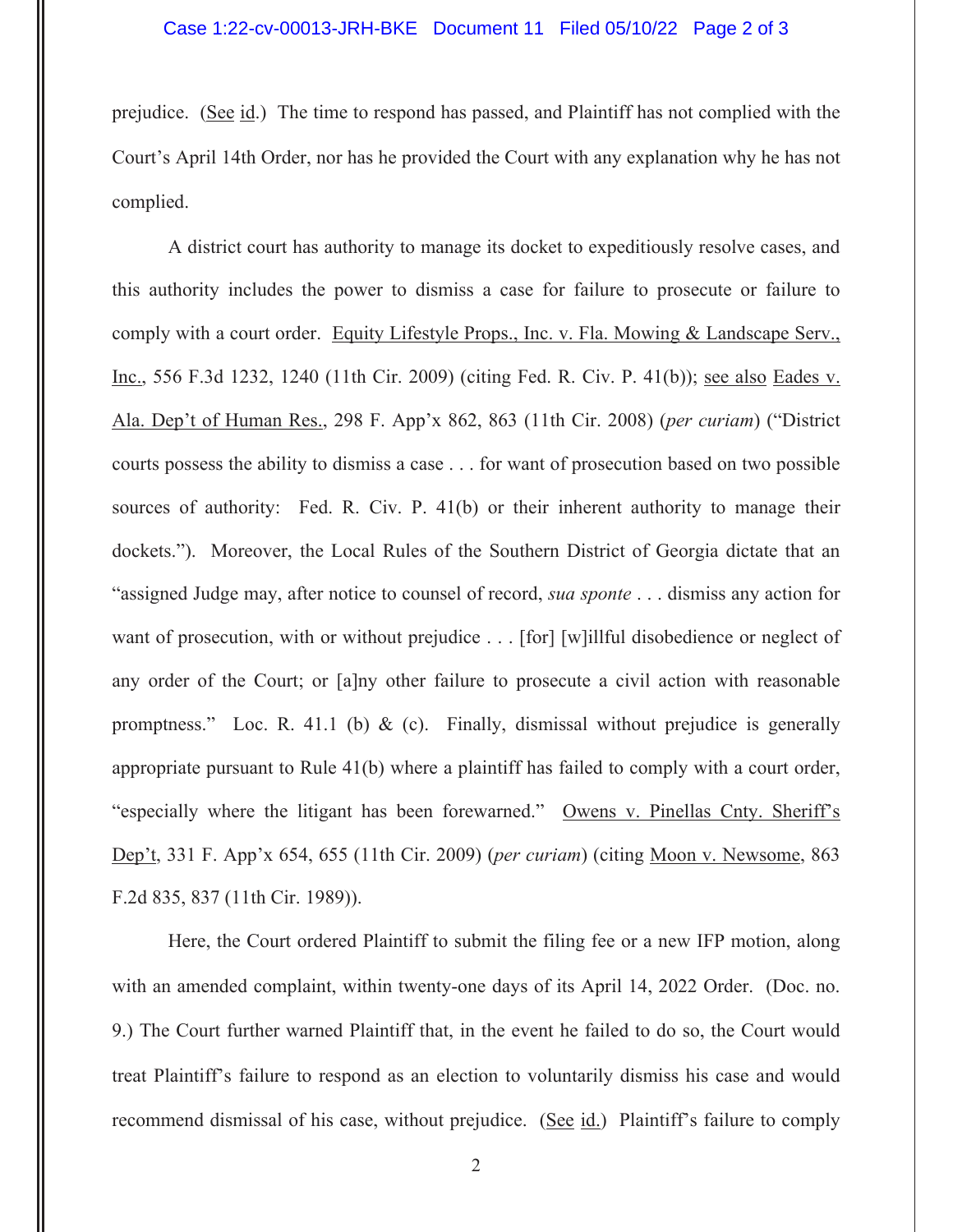prejudice. (See id.) The time to respond has passed, and Plaintiff has not complied with the Court's April 14th Order, nor has he provided the Court with any explanation why he has not complied.

A district court has authority to manage its docket to expeditiously resolve cases, and this authority includes the power to dismiss a case for failure to prosecute or failure to comply with a court order. Equity Lifestyle Props., Inc. v. Fla. Mowing & Landscape Serv., Inc., 556 F.3d 1232, 1240 (11th Cir. 2009) (citing Fed. R. Civ. P. 41(b)); see also Eades v. Ala. Dep't of Human Res., 298 F. App'x 862, 863 (11th Cir. 2008) (*per curiam*) ("District courts possess the ability to dismiss a case . . . for want of prosecution based on two possible sources of authority: Fed. R. Civ. P. 41(b) or their inherent authority to manage their dockets."). Moreover, the Local Rules of the Southern District of Georgia dictate that an "assigned Judge may, after notice to counsel of record, *sua sponte* . . . dismiss any action for want of prosecution, with or without prejudice . . . [for] [w]illful disobedience or neglect of any order of the Court; or [a]ny other failure to prosecute a civil action with reasonable promptness." Loc. R. 41.1 (b) & (c). Finally, dismissal without prejudice is generally appropriate pursuant to Rule 41(b) where a plaintiff has failed to comply with a court order, "especially where the litigant has been forewarned." Owens v. Pinellas Cnty. Sheriff's Dep't, 331 F. App'x 654, 655 (11th Cir. 2009) (*per curiam*) (citing Moon v. Newsome, 863 F.2d 835, 837 (11th Cir. 1989)).

Here, the Court ordered Plaintiff to submit the filing fee or a new IFP motion, along with an amended complaint, within twenty-one days of its April 14, 2022 Order. (Doc. no. 9.) The Court further warned Plaintiff that, in the event he failed to do so, the Court would treat Plaintiff's failure to respond as an election to voluntarily dismiss his case and would recommend dismissal of his case, without prejudice. (See id.) Plaintiff's failure to comply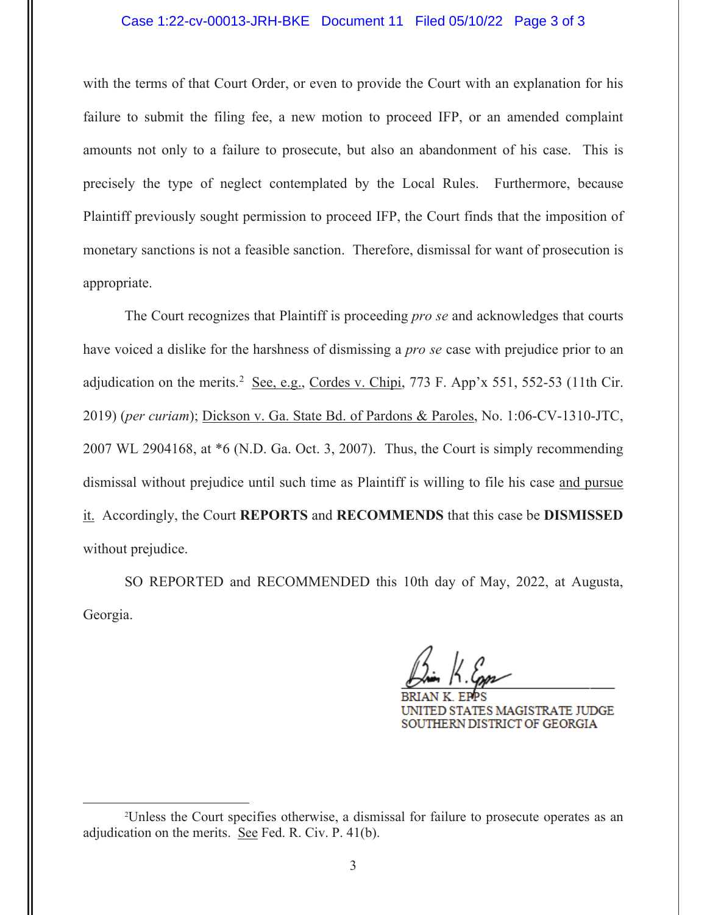with the terms of that Court Order, or even to provide the Court with an explanation for his failure to submit the filing fee, a new motion to proceed IFP, or an amended complaint amounts not only to a failure to prosecute, but also an abandonment of his case. This is precisely the type of neglect contemplated by the Local Rules. Furthermore, because Plaintiff previously sought permission to proceed IFP, the Court finds that the imposition of monetary sanctions is not a feasible sanction. Therefore, dismissal for want of prosecution is appropriate.

The Court recognizes that Plaintiff is proceeding *pro se* and acknowledges that courts have voiced a dislike for the harshness of dismissing a *pro se* case with prejudice prior to an adjudication on the merits.[2] See, e.g., Cordes v. Chipi, 773 F. App'x 551, 552-53 (11th Cir. 2019) (*per curiam*); Dickson v. Ga. State Bd. of Pardons & Paroles, No. 1:06-CV-1310-JTC, 2007 WL 2904168, at *6 (N.D. Ga. Oct. 3, 2007). Thus, the Court is simply recommending dismissal without prejudice until such time as Plaintiff is willing to file his case and pursue it. Accordingly, the Court **REPORTS** and **RECOMMENDS** that this case be **DISMISSED** without prejudice.

SO REPORTED and RECOMMENDED this 10th day of May, 2022, at Augusta, Georgia.

BRIAN K. EPPS
UNITED STATES MAGISTRATE JUDGE
SOUTHERN DISTRICT OF GEORGIA

[2] Unless the Court specifies otherwise, a dismissal for failure to prosecute operates as an adjudication on the merits. See Fed. R. Civ. P. 41(b).